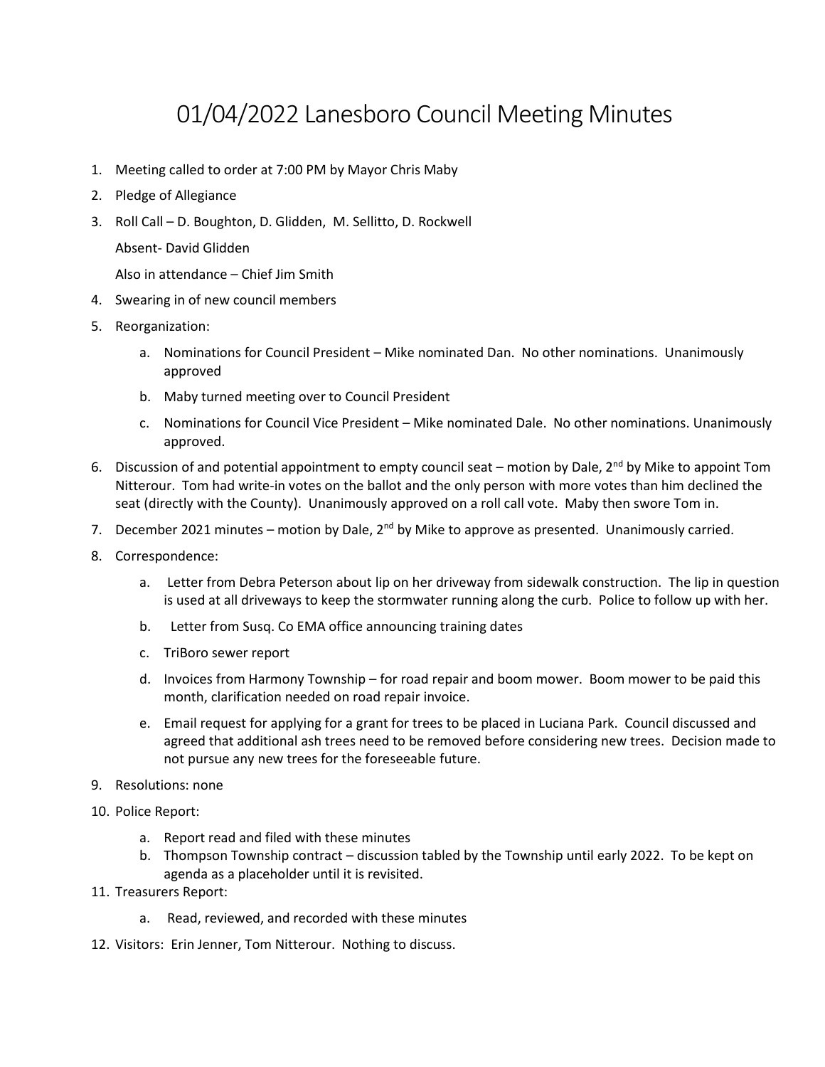# 01/04/2022 Lanesboro Council Meeting Minutes

1. Meeting called to order at 7:00 PM by Mayor Chris Maby
2. Pledge of Allegiance
3. Roll Call – D. Boughton, D. Glidden, M. Sellitto, D. Rockwell

   Absent- David Glidden

   Also in attendance – Chief Jim Smith
4. Swearing in of new council members
5. Reorganization:
   a. Nominations for Council President – Mike nominated Dan. No other nominations. Unanimously approved
   b. Maby turned meeting over to Council President
   c. Nominations for Council Vice President – Mike nominated Dale. No other nominations. Unanimously approved.
6. Discussion of and potential appointment to empty council seat – motion by Dale, 2nd by Mike to appoint Tom Nitterour. Tom had write-in votes on the ballot and the only person with more votes than him declined the seat (directly with the County). Unanimously approved on a roll call vote. Maby then swore Tom in.
7. December 2021 minutes – motion by Dale, 2nd by Mike to approve as presented. Unanimously carried.
8. Correspondence:
   a. Letter from Debra Peterson about lip on her driveway from sidewalk construction. The lip in question is used at all driveways to keep the stormwater running along the curb. Police to follow up with her.
   b. Letter from Susq. Co EMA office announcing training dates
   c. TriBoro sewer report
   d. Invoices from Harmony Township – for road repair and boom mower. Boom mower to be paid this month, clarification needed on road repair invoice.
   e. Email request for applying for a grant for trees to be placed in Luciana Park. Council discussed and agreed that additional ash trees need to be removed before considering new trees. Decision made to not pursue any new trees for the foreseeable future.
9. Resolutions: none
10. Police Report:
    a. Report read and filed with these minutes
    b. Thompson Township contract – discussion tabled by the Township until early 2022. To be kept on agenda as a placeholder until it is revisited.
11. Treasurers Report:
    a. Read, reviewed, and recorded with these minutes
12. Visitors: Erin Jenner, Tom Nitterour. Nothing to discuss.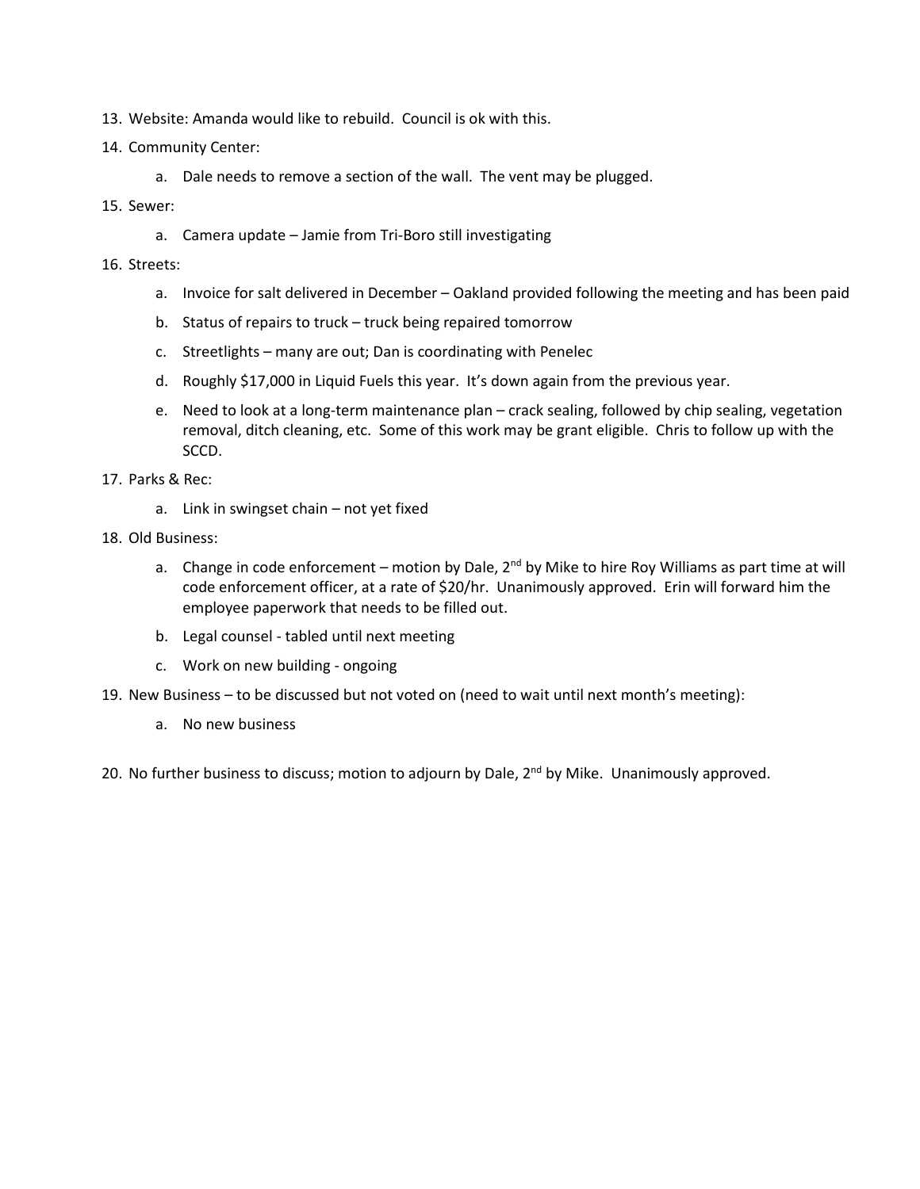13. Website: Amanda would like to rebuild. Council is ok with this.
14. Community Center:
    a. Dale needs to remove a section of the wall. The vent may be plugged.
15. Sewer:
    a. Camera update – Jamie from Tri-Boro still investigating
16. Streets:
    a. Invoice for salt delivered in December – Oakland provided following the meeting and has been paid
    b. Status of repairs to truck – truck being repaired tomorrow
    c. Streetlights – many are out; Dan is coordinating with Penelec
    d. Roughly $17,000 in Liquid Fuels this year. It's down again from the previous year.
    e. Need to look at a long-term maintenance plan – crack sealing, followed by chip sealing, vegetation removal, ditch cleaning, etc. Some of this work may be grant eligible. Chris to follow up with the SCCD.
17. Parks & Rec:
    a. Link in swingset chain – not yet fixed
18. Old Business:
    a. Change in code enforcement – motion by Dale, 2nd by Mike to hire Roy Williams as part time at will code enforcement officer, at a rate of $20/hr. Unanimously approved. Erin will forward him the employee paperwork that needs to be filled out.
    b. Legal counsel - tabled until next meeting
    c. Work on new building - ongoing
19. New Business – to be discussed but not voted on (need to wait until next month's meeting):
    a. No new business
20. No further business to discuss; motion to adjourn by Dale, 2nd by Mike. Unanimously approved.